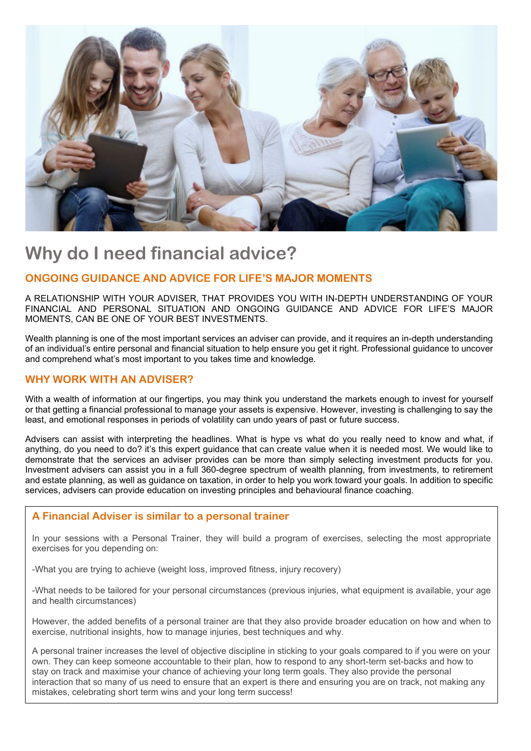# Why do I need financial advice?

## ONGOING GUIDANCE AND ADVICE FOR LIFE'S MAJOR MOMENTS

A RELATIONSHIP WITH YOUR ADVISER, THAT PROVIDES YOU WITH IN-DEPTH UNDERSTANDING OF YOUR FINANCIAL AND PERSONAL SITUATION AND ONGOING GUIDANCE AND ADVICE FOR LIFE'S MAJOR MOMENTS, CAN BE ONE OF YOUR BEST INVESTMENTS.

Wealth planning is one of the most important services an adviser can provide, and it requires an in-depth understanding of an individual's entire personal and financial situation to help ensure you get it right. Professional guidance to uncover and comprehend what's most important to you takes time and knowledge.

## WHY WORK WITH AN ADVISER?

With a wealth of information at our fingertips, you may think you understand the markets enough to invest for yourself or that getting a financial professional to manage your assets is expensive. However, investing is challenging to say the least, and emotional responses in periods of volatility can undo years of past or future success.

Advisers can assist with interpreting the headlines. What is hype vs what do you really need to know and what, if anything, do you need to do? it's this expert guidance that can create value when it is needed most. We would like to demonstrate that the services an adviser provides can be more than simply selecting investment products for you. Investment advisers can assist you in a full 360-degree spectrum of wealth planning, from investments, to retirement and estate planning, as well as guidance on taxation, in order to help you work toward your goals. In addition to specific services, advisers can provide education on investing principles and behavioural finance coaching.

### A Financial Adviser is similar to a personal trainer

In your sessions with a Personal Trainer, they will build a program of exercises, selecting the most appropriate exercises for you depending on:

-What you are trying to achieve (weight loss, improved fitness, injury recovery)

-What needs to be tailored for your personal circumstances (previous injuries, what equipment is available, your age and health circumstances)

However, the added benefits of a personal trainer are that they also provide broader education on how and when to exercise, nutritional insights, how to manage injuries, best techniques and why.

A personal trainer increases the level of objective discipline in sticking to your goals compared to if you were on your own. They can keep someone accountable to their plan, how to respond to any short-term set-backs and how to stay on track and maximise your chance of achieving your long term goals. They also provide the personal interaction that so many of us need to ensure that an expert is there and ensuring you are on track, not making any mistakes, celebrating short term wins and your long term success!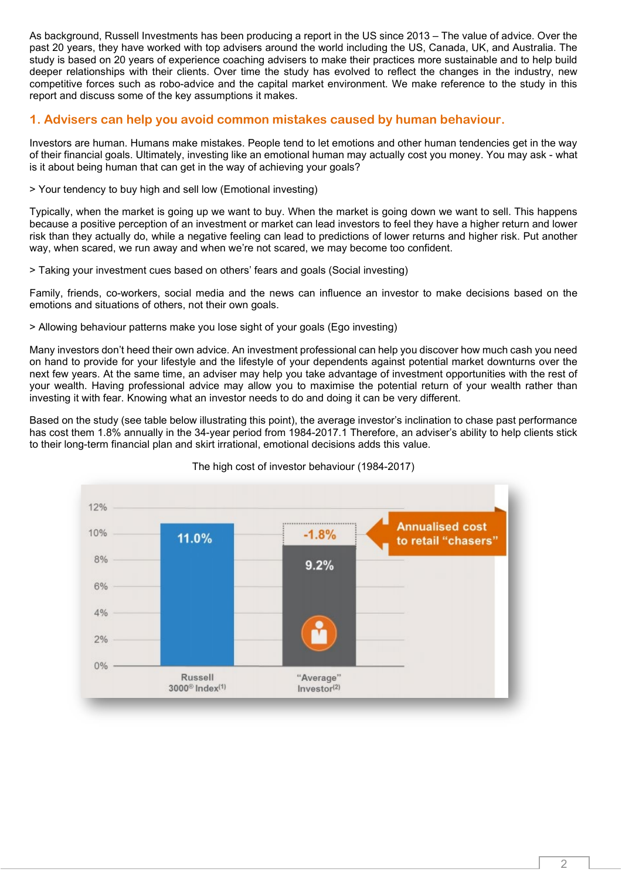As background, Russell Investments has been producing a report in the US since 2013 – The value of advice. Over the past 20 years, they have worked with top advisers around the world including the US, Canada, UK, and Australia. The study is based on 20 years of experience coaching advisers to make their practices more sustainable and to help build deeper relationships with their clients. Over time the study has evolved to reflect the changes in the industry, new competitive forces such as robo-advice and the capital market environment. We make reference to the study in this report and discuss some of the key assumptions it makes.

## 1. Advisers can help you avoid common mistakes caused by human behaviour.

Investors are human. Humans make mistakes. People tend to let emotions and other human tendencies get in the way of their financial goals. Ultimately, investing like an emotional human may actually cost you money. You may ask - what is it about being human that can get in the way of achieving your goals?

> Your tendency to buy high and sell low (Emotional investing)

Typically, when the market is going up we want to buy. When the market is going down we want to sell. This happens because a positive perception of an investment or market can lead investors to feel they have a higher return and lower risk than they actually do, while a negative feeling can lead to predictions of lower returns and higher risk. Put another way, when scared, we run away and when we're not scared, we may become too confident.

> Taking your investment cues based on others' fears and goals (Social investing)

Family, friends, co-workers, social media and the news can influence an investor to make decisions based on the emotions and situations of others, not their own goals.

> Allowing behaviour patterns make you lose sight of your goals (Ego investing)

Many investors don't heed their own advice. An investment professional can help you discover how much cash you need on hand to provide for your lifestyle and the lifestyle of your dependents against potential market downturns over the next few years. At the same time, an adviser may help you take advantage of investment opportunities with the rest of your wealth. Having professional advice may allow you to maximise the potential return of your wealth rather than investing it with fear. Knowing what an investor needs to do and doing it can be very different.

Based on the study (see table below illustrating this point), the average investor's inclination to chase past performance has cost them 1.8% annually in the 34-year period from 1984-2017.1 Therefore, an adviser's ability to help clients stick to their long-term financial plan and skirt irrational, emotional decisions adds this value.

The high cost of investor behaviour (1984-2017)

| | Annualised return |
|---|---|
| Russell 3000® Index[(1)] | 11.0% |
| "Average" Investor[(2)] | 9.2% |
| Annualised cost to retail "chasers" | -1.8% |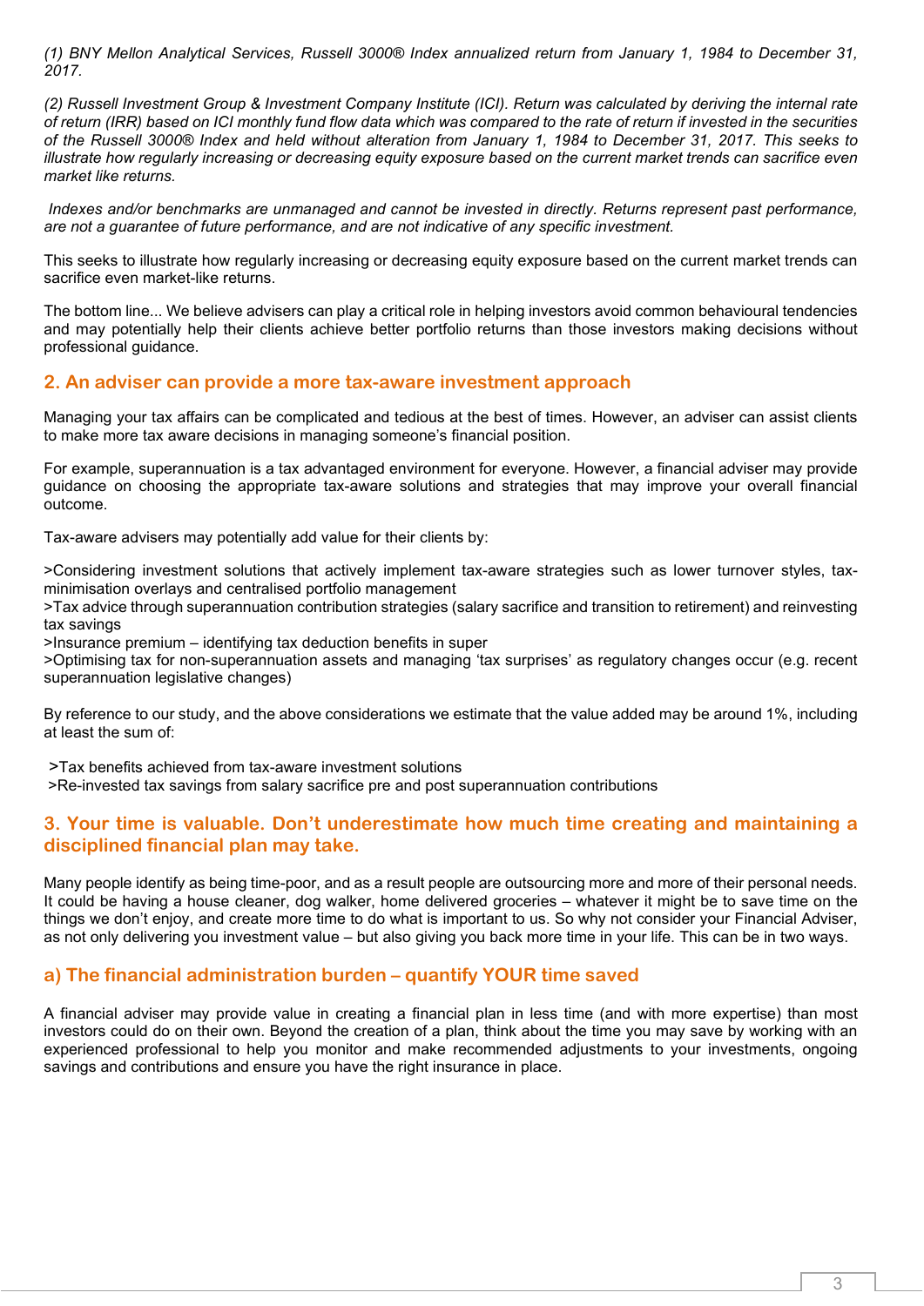*(1) BNY Mellon Analytical Services, Russell 3000® Index annualized return from January 1, 1984 to December 31, 2017.*

*(2) Russell Investment Group & Investment Company Institute (ICI). Return was calculated by deriving the internal rate of return (IRR) based on ICI monthly fund flow data which was compared to the rate of return if invested in the securities of the Russell 3000® Index and held without alteration from January 1, 1984 to December 31, 2017. This seeks to illustrate how regularly increasing or decreasing equity exposure based on the current market trends can sacrifice even market like returns.*

*Indexes and/or benchmarks are unmanaged and cannot be invested in directly. Returns represent past performance, are not a guarantee of future performance, and are not indicative of any specific investment.*

This seeks to illustrate how regularly increasing or decreasing equity exposure based on the current market trends can sacrifice even market-like returns.

The bottom line... We believe advisers can play a critical role in helping investors avoid common behavioural tendencies and may potentially help their clients achieve better portfolio returns than those investors making decisions without professional guidance.

## 2. An adviser can provide a more tax-aware investment approach

Managing your tax affairs can be complicated and tedious at the best of times. However, an adviser can assist clients to make more tax aware decisions in managing someone's financial position.

For example, superannuation is a tax advantaged environment for everyone. However, a financial adviser may provide guidance on choosing the appropriate tax-aware solutions and strategies that may improve your overall financial outcome.

Tax-aware advisers may potentially add value for their clients by:

>Considering investment solutions that actively implement tax-aware strategies such as lower turnover styles, tax-minimisation overlays and centralised portfolio management
>Tax advice through superannuation contribution strategies (salary sacrifice and transition to retirement) and reinvesting tax savings
>Insurance premium – identifying tax deduction benefits in super
>Optimising tax for non-superannuation assets and managing 'tax surprises' as regulatory changes occur (e.g. recent superannuation legislative changes)

By reference to our study, and the above considerations we estimate that the value added may be around 1%, including at least the sum of:

>Tax benefits achieved from tax-aware investment solutions
>Re-invested tax savings from salary sacrifice pre and post superannuation contributions

## 3. Your time is valuable. Don't underestimate how much time creating and maintaining a disciplined financial plan may take.

Many people identify as being time-poor, and as a result people are outsourcing more and more of their personal needs. It could be having a house cleaner, dog walker, home delivered groceries – whatever it might be to save time on the things we don't enjoy, and create more time to do what is important to us. So why not consider your Financial Adviser, as not only delivering you investment value – but also giving you back more time in your life. This can be in two ways.

### a) The financial administration burden – quantify YOUR time saved

A financial adviser may provide value in creating a financial plan in less time (and with more expertise) than most investors could do on their own. Beyond the creation of a plan, think about the time you may save by working with an experienced professional to help you monitor and make recommended adjustments to your investments, ongoing savings and contributions and ensure you have the right insurance in place.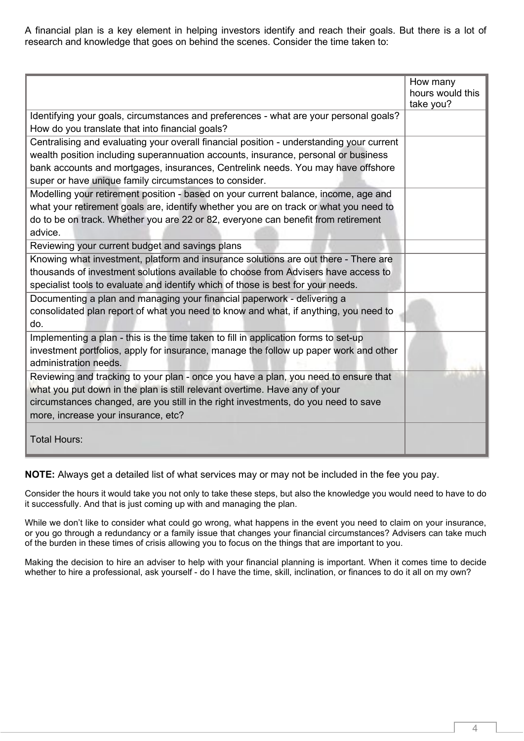A financial plan is a key element in helping investors identify and reach their goals. But there is a lot of research and knowledge that goes on behind the scenes. Consider the time taken to:

| | How many hours would this take you? |
|---|---|
| Identifying your goals, circumstances and preferences - what are your personal goals? How do you translate that into financial goals? | |
| Centralising and evaluating your overall financial position - understanding your current wealth position including superannuation accounts, insurance, personal or business bank accounts and mortgages, insurances, Centrelink needs. You may have offshore super or have unique family circumstances to consider. | |
| Modelling your retirement position - based on your current balance, income, age and what your retirement goals are, identify whether you are on track or what you need to do to be on track. Whether you are 22 or 82, everyone can benefit from retirement advice. | |
| Reviewing your current budget and savings plans | |
| Knowing what investment, platform and insurance solutions are out there - There are thousands of investment solutions available to choose from Advisers have access to specialist tools to evaluate and identify which of those is best for your needs. | |
| Documenting a plan and managing your financial paperwork - delivering a consolidated plan report of what you need to know and what, if anything, you need to do. | |
| Implementing a plan - this is the time taken to fill in application forms to set-up investment portfolios, apply for insurance, manage the follow up paper work and other administration needs. | |
| Reviewing and tracking to your plan - once you have a plan, you need to ensure that what you put down in the plan is still relevant overtime. Have any of your circumstances changed, are you still in the right investments, do you need to save more, increase your insurance, etc? | |
| Total Hours: | |

**NOTE:** Always get a detailed list of what services may or may not be included in the fee you pay.

Consider the hours it would take you not only to take these steps, but also the knowledge you would need to have to do it successfully. And that is just coming up with and managing the plan.

While we don't like to consider what could go wrong, what happens in the event you need to claim on your insurance, or you go through a redundancy or a family issue that changes your financial circumstances? Advisers can take much of the burden in these times of crisis allowing you to focus on the things that are important to you.

Making the decision to hire an adviser to help with your financial planning is important. When it comes time to decide whether to hire a professional, ask yourself - do I have the time, skill, inclination, or finances to do it all on my own?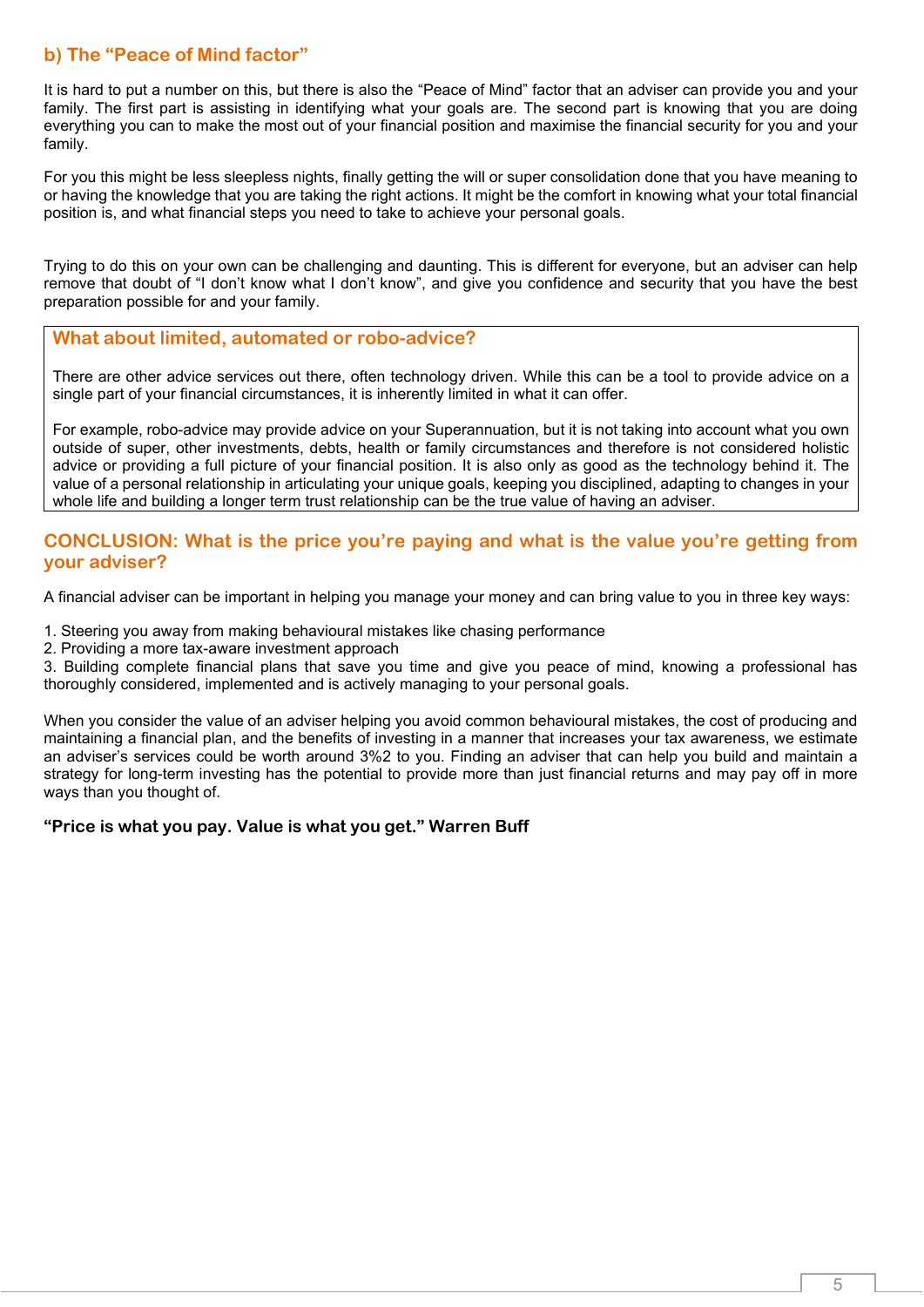## b) The "Peace of Mind factor"

It is hard to put a number on this, but there is also the "Peace of Mind" factor that an adviser can provide you and your family. The first part is assisting in identifying what your goals are. The second part is knowing that you are doing everything you can to make the most out of your financial position and maximise the financial security for you and your family.

For you this might be less sleepless nights, finally getting the will or super consolidation done that you have meaning to or having the knowledge that you are taking the right actions. It might be the comfort in knowing what your total financial position is, and what financial steps you need to take to achieve your personal goals.

Trying to do this on your own can be challenging and daunting. This is different for everyone, but an adviser can help remove that doubt of "I don't know what I don't know", and give you confidence and security that you have the best preparation possible for and your family.

### What about limited, automated or robo-advice?

There are other advice services out there, often technology driven. While this can be a tool to provide advice on a single part of your financial circumstances, it is inherently limited in what it can offer.

For example, robo-advice may provide advice on your Superannuation, but it is not taking into account what you own outside of super, other investments, debts, health or family circumstances and therefore is not considered holistic advice or providing a full picture of your financial position. It is also only as good as the technology behind it. The value of a personal relationship in articulating your unique goals, keeping you disciplined, adapting to changes in your whole life and building a longer term trust relationship can be the true value of having an adviser.

## CONCLUSION: What is the price you're paying and what is the value you're getting from your adviser?

A financial adviser can be important in helping you manage your money and can bring value to you in three key ways:

1. Steering you away from making behavioural mistakes like chasing performance
2. Providing a more tax-aware investment approach
3. Building complete financial plans that save you time and give you peace of mind, knowing a professional has thoroughly considered, implemented and is actively managing to your personal goals.

When you consider the value of an adviser helping you avoid common behavioural mistakes, the cost of producing and maintaining a financial plan, and the benefits of investing in a manner that increases your tax awareness, we estimate an adviser's services could be worth around 3%2 to you. Finding an adviser that can help you build and maintain a strategy for long-term investing has the potential to provide more than just financial returns and may pay off in more ways than you thought of.

**"Price is what you pay. Value is what you get." Warren Buff**